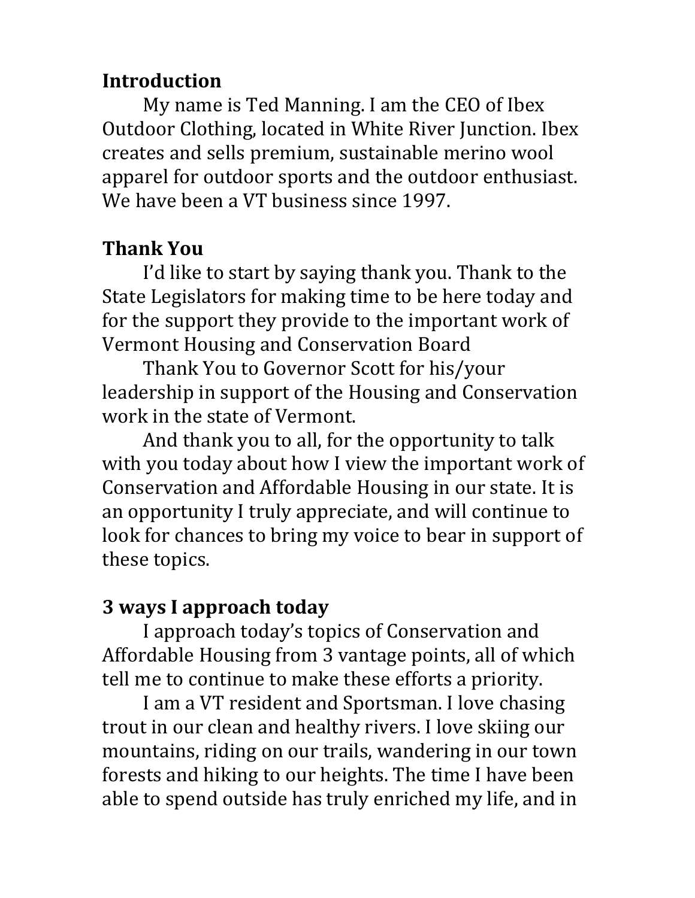**Introduction**

My name is Ted Manning. I am the CEO of Ibex Outdoor Clothing, located in White River Junction. Ibex creates and sells premium, sustainable merino wool apparel for outdoor sports and the outdoor enthusiast. We have been a VT business since 1997.

**Thank You**

I'd like to start by saying thank you. Thank to the State Legislators for making time to be here today and for the support they provide to the important work of Vermont Housing and Conservation Board

Thank You to Governor Scott for his/your leadership in support of the Housing and Conservation work in the state of Vermont.

And thank you to all, for the opportunity to talk with you today about how I view the important work of Conservation and Affordable Housing in our state. It is an opportunity I truly appreciate, and will continue to look for chances to bring my voice to bear in support of these topics.

**3 ways I approach today**

I approach today's topics of Conservation and Affordable Housing from 3 vantage points, all of which tell me to continue to make these efforts a priority.

I am a VT resident and Sportsman. I love chasing trout in our clean and healthy rivers. I love skiing our mountains, riding on our trails, wandering in our town forests and hiking to our heights. The time I have been able to spend outside has truly enriched my life, and in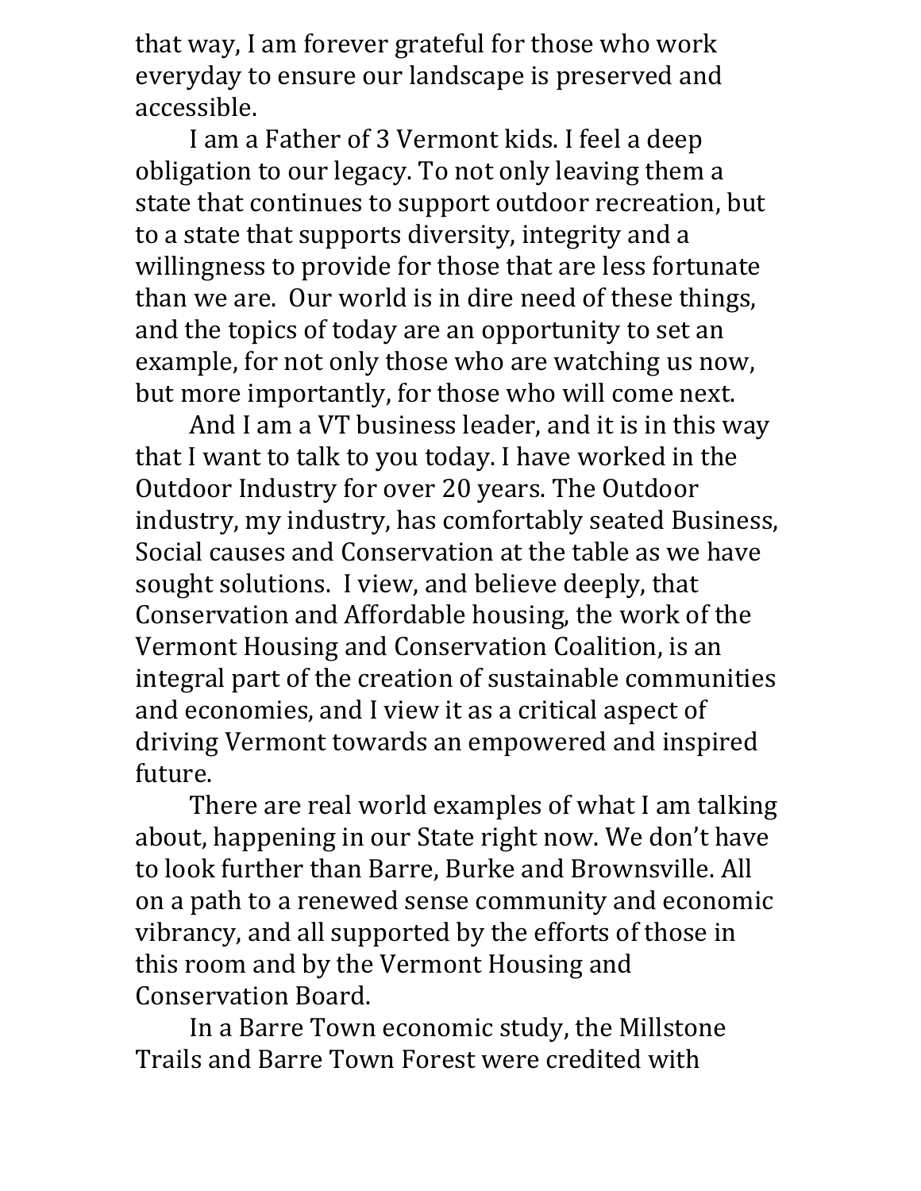that way, I am forever grateful for those who work everyday to ensure our landscape is preserved and accessible.

I am a Father of 3 Vermont kids. I feel a deep obligation to our legacy. To not only leaving them a state that continues to support outdoor recreation, but to a state that supports diversity, integrity and a willingness to provide for those that are less fortunate than we are.  Our world is in dire need of these things, and the topics of today are an opportunity to set an example, for not only those who are watching us now, but more importantly, for those who will come next.

And I am a VT business leader, and it is in this way that I want to talk to you today. I have worked in the Outdoor Industry for over 20 years. The Outdoor industry, my industry, has comfortably seated Business, Social causes and Conservation at the table as we have sought solutions.  I view, and believe deeply, that Conservation and Affordable housing, the work of the Vermont Housing and Conservation Coalition, is an integral part of the creation of sustainable communities and economies, and I view it as a critical aspect of driving Vermont towards an empowered and inspired future.

There are real world examples of what I am talking about, happening in our State right now. We don't have to look further than Barre, Burke and Brownsville. All on a path to a renewed sense community and economic vibrancy, and all supported by the efforts of those in this room and by the Vermont Housing and Conservation Board.

In a Barre Town economic study, the Millstone Trails and Barre Town Forest were credited with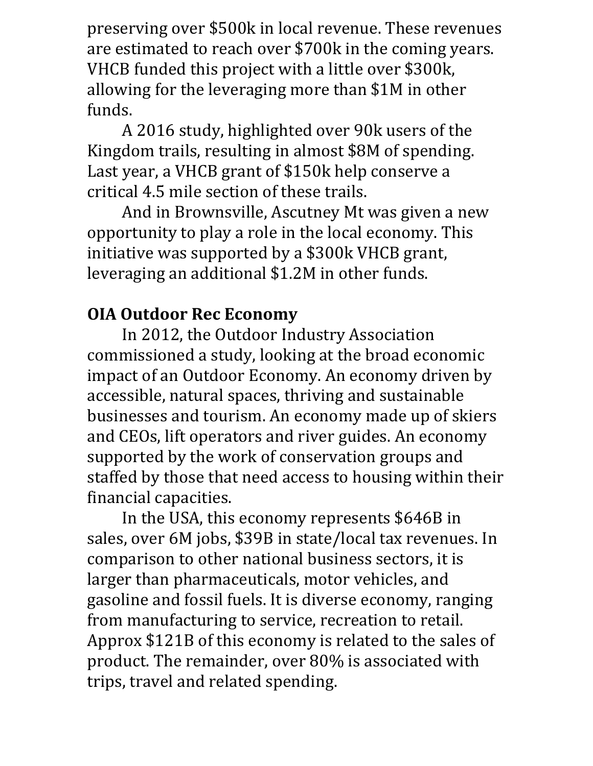preserving over $500k in local revenue. These revenues are estimated to reach over $700k in the coming years. VHCB funded this project with a little over $300k, allowing for the leveraging more than $1M in other funds.

A 2016 study, highlighted over 90k users of the Kingdom trails, resulting in almost $8M of spending. Last year, a VHCB grant of $150k help conserve a critical 4.5 mile section of these trails.

And in Brownsville, Ascutney Mt was given a new opportunity to play a role in the local economy. This initiative was supported by a $300k VHCB grant, leveraging an additional $1.2M in other funds.

**OIA Outdoor Rec Economy**

In 2012, the Outdoor Industry Association commissioned a study, looking at the broad economic impact of an Outdoor Economy. An economy driven by accessible, natural spaces, thriving and sustainable businesses and tourism. An economy made up of skiers and CEOs, lift operators and river guides. An economy supported by the work of conservation groups and staffed by those that need access to housing within their financial capacities.

In the USA, this economy represents $646B in sales, over 6M jobs, $39B in state/local tax revenues. In comparison to other national business sectors, it is larger than pharmaceuticals, motor vehicles, and gasoline and fossil fuels. It is diverse economy, ranging from manufacturing to service, recreation to retail. Approx $121B of this economy is related to the sales of product. The remainder, over 80% is associated with trips, travel and related spending.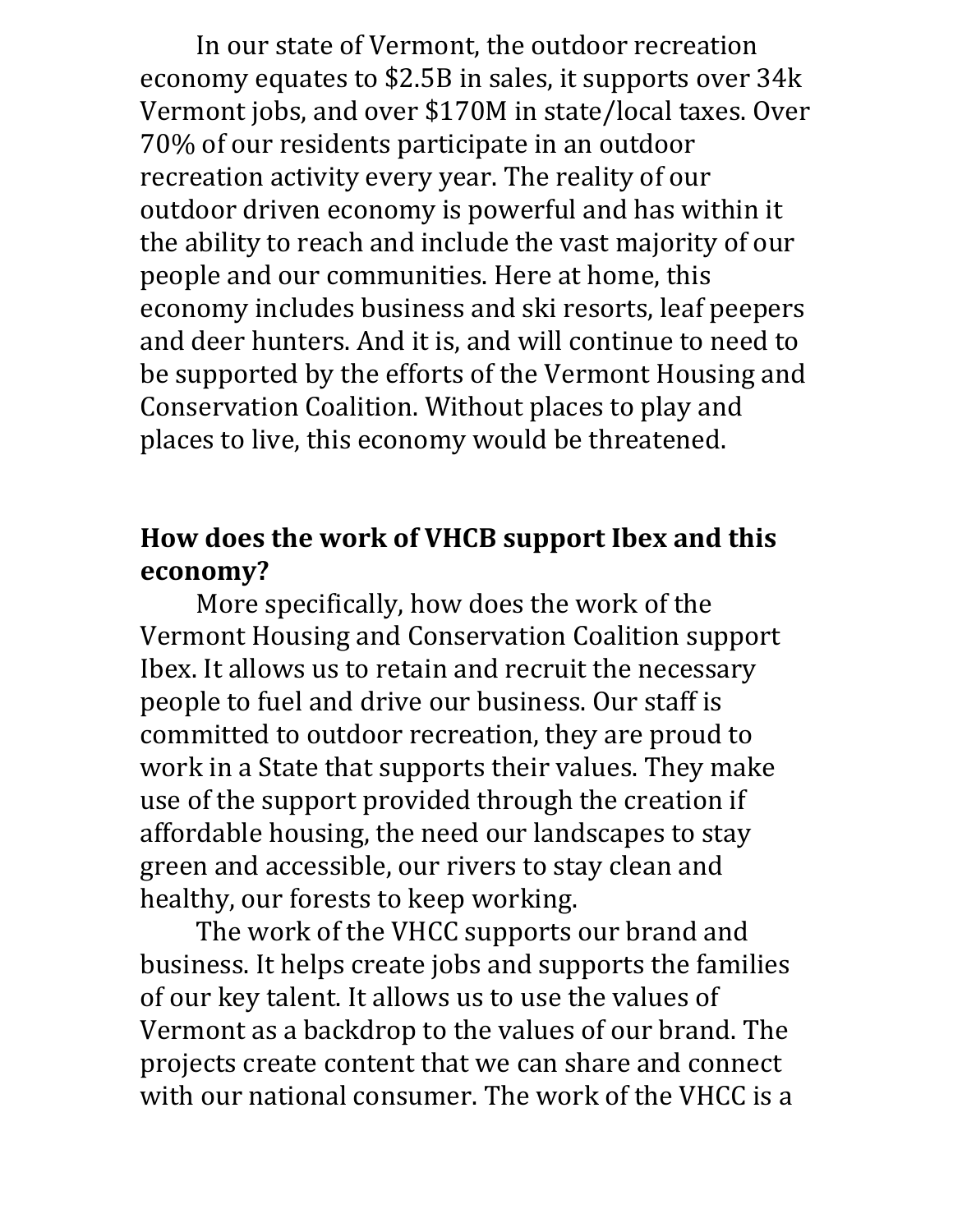In our state of Vermont, the outdoor recreation economy equates to $2.5B in sales, it supports over 34k Vermont jobs, and over $170M in state/local taxes. Over 70% of our residents participate in an outdoor recreation activity every year. The reality of our outdoor driven economy is powerful and has within it the ability to reach and include the vast majority of our people and our communities. Here at home, this economy includes business and ski resorts, leaf peepers and deer hunters. And it is, and will continue to need to be supported by the efforts of the Vermont Housing and Conservation Coalition. Without places to play and places to live, this economy would be threatened.

**How does the work of VHCB support Ibex and this economy?**

More specifically, how does the work of the Vermont Housing and Conservation Coalition support Ibex. It allows us to retain and recruit the necessary people to fuel and drive our business. Our staff is committed to outdoor recreation, they are proud to work in a State that supports their values. They make use of the support provided through the creation if affordable housing, the need our landscapes to stay green and accessible, our rivers to stay clean and healthy, our forests to keep working.

The work of the VHCC supports our brand and business. It helps create jobs and supports the families of our key talent. It allows us to use the values of Vermont as a backdrop to the values of our brand. The projects create content that we can share and connect with our national consumer. The work of the VHCC is a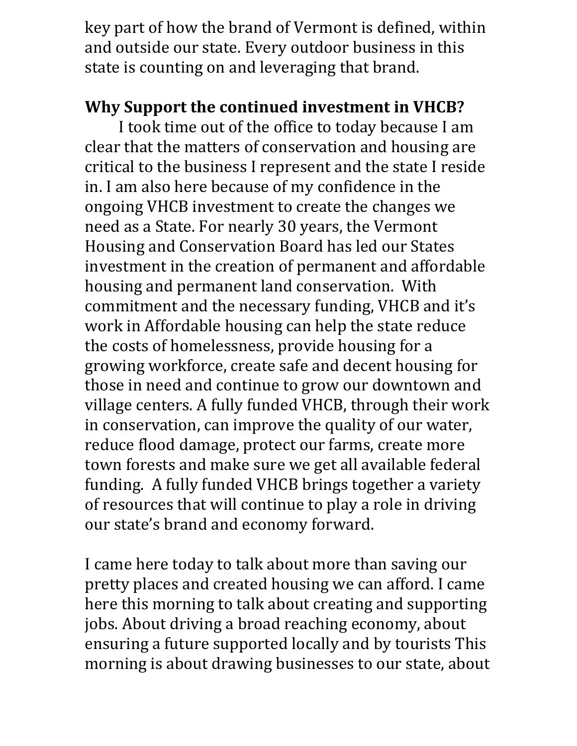key part of how the brand of Vermont is defined, within and outside our state. Every outdoor business in this state is counting on and leveraging that brand.

**Why Support the continued investment in VHCB?**

I took time out of the office to today because I am clear that the matters of conservation and housing are critical to the business I represent and the state I reside in. I am also here because of my confidence in the ongoing VHCB investment to create the changes we need as a State. For nearly 30 years, the Vermont Housing and Conservation Board has led our States investment in the creation of permanent and affordable housing and permanent land conservation. With commitment and the necessary funding, VHCB and it's work in Affordable housing can help the state reduce the costs of homelessness, provide housing for a growing workforce, create safe and decent housing for those in need and continue to grow our downtown and village centers. A fully funded VHCB, through their work in conservation, can improve the quality of our water, reduce flood damage, protect our farms, create more town forests and make sure we get all available federal funding. A fully funded VHCB brings together a variety of resources that will continue to play a role in driving our state's brand and economy forward.

I came here today to talk about more than saving our pretty places and created housing we can afford. I came here this morning to talk about creating and supporting jobs. About driving a broad reaching economy, about ensuring a future supported locally and by tourists This morning is about drawing businesses to our state, about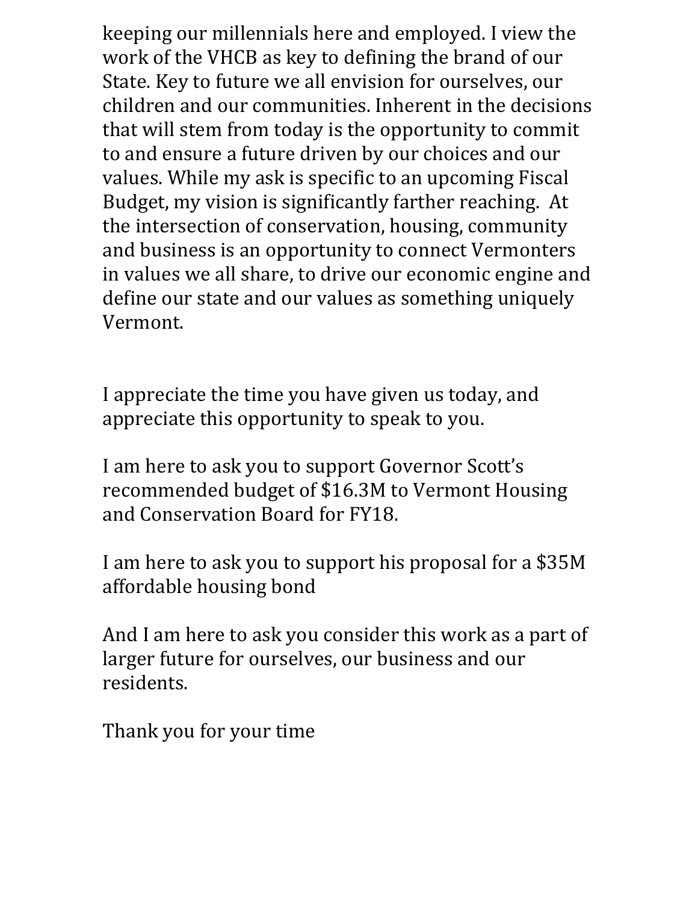keeping our millennials here and employed. I view the work of the VHCB as key to defining the brand of our State. Key to future we all envision for ourselves, our children and our communities. Inherent in the decisions that will stem from today is the opportunity to commit to and ensure a future driven by our choices and our values. While my ask is specific to an upcoming Fiscal Budget, my vision is significantly farther reaching. At the intersection of conservation, housing, community and business is an opportunity to connect Vermonters in values we all share, to drive our economic engine and define our state and our values as something uniquely Vermont.

I appreciate the time you have given us today, and appreciate this opportunity to speak to you.

I am here to ask you to support Governor Scott's recommended budget of $16.3M to Vermont Housing and Conservation Board for FY18.

I am here to ask you to support his proposal for a $35M affordable housing bond

And I am here to ask you consider this work as a part of larger future for ourselves, our business and our residents.

Thank you for your time